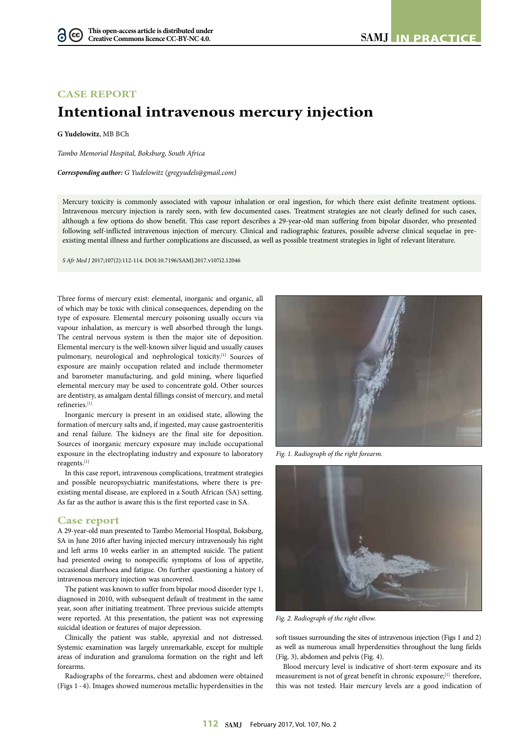CASE REPORT

# Intentional intravenous mercury injection

**G Yudelowitz**, MB BCh

*Tambo Memorial Hospital, Boksburg, South Africa*

***Corresponding author:** G Yudelowitz (gregyudels@gmail.com)*

Mercury toxicity is commonly associated with vapour inhalation or oral ingestion, for which there exist definite treatment options. Intravenous mercury injection is rarely seen, with few documented cases. Treatment strategies are not clearly defined for such cases, although a few options do show benefit. This case report describes a 29-year-old man suffering from bipolar disorder, who presented following self-inflicted intravenous injection of mercury. Clinical and radiographic features, possible adverse clinical sequelae in pre-existing mental illness and further complications are discussed, as well as possible treatment strategies in light of relevant literature.

*S Afr Med J* 2017;107(2):112-114. DOI:10.7196/SAMJ.2017.v107i2.12046

Three forms of mercury exist: elemental, inorganic and organic, all of which may be toxic with clinical consequences, depending on the type of exposure. Elemental mercury poisoning usually occurs via vapour inhalation, as mercury is well absorbed through the lungs. The central nervous system is then the major site of deposition. Elemental mercury is the well-known silver liquid and usually causes pulmonary, neurological and nephrological toxicity.[1] Sources of exposure are mainly occupation related and include thermometer and barometer manufacturing, and gold mining, where liquefied elemental mercury may be used to concentrate gold. Other sources are dentistry, as amalgam dental fillings consist of mercury, and metal refineries.[1]

Inorganic mercury is present in an oxidised state, allowing the formation of mercury salts and, if ingested, may cause gastroenteritis and renal failure. The kidneys are the final site for deposition. Sources of inorganic mercury exposure may include occupational exposure in the electroplating industry and exposure to laboratory reagents.[1]

In this case report, intravenous complications, treatment strategies and possible neuropsychiatric manifestations, where there is pre-existing mental disease, are explored in a South African (SA) setting. As far as the author is aware this is the first reported case in SA.

## Case report

A 29-year-old man presented to Tambo Memorial Hospital, Boksburg, SA in June 2016 after having injected mercury intravenously his right and left arms 10 weeks earlier in an attempted suicide. The patient had presented owing to nonspecific symptoms of loss of appetite, occasional diarrhoea and fatigue. On further questioning a history of intravenous mercury injection was uncovered.

The patient was known to suffer from bipolar mood disorder type 1, diagnosed in 2010, with subsequent default of treatment in the same year, soon after initiating treatment. Three previous suicide attempts were reported. At this presentation, the patient was not expressing suicidal ideation or features of major depression.

Clinically the patient was stable, apyrexial and not distressed. Systemic examination was largely unremarkable, except for multiple areas of induration and granuloma formation on the right and left forearms.

Radiographs of the forearms, chest and abdomen were obtained (Figs 1 - 4). Images showed numerous metallic hyperdensities in the soft tissues surrounding the sites of intravenous injection (Figs 1 and 2) as well as numerous small hyperdensities throughout the lung fields (Fig. 3), abdomen and pelvis (Fig. 4).

Fig. 1. Radiograph of the right forearm.

Fig. 2. Radiograph of the right elbow.

Blood mercury level is indicative of short-term exposure and its measurement is not of great benefit in chronic exposure;[1] therefore, this was not tested. Hair mercury levels are a good indication of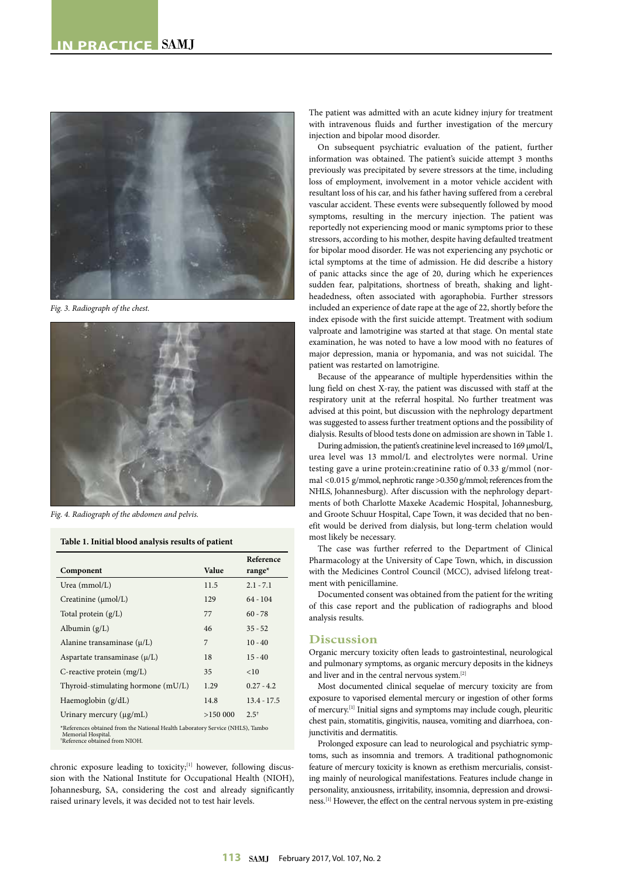Fig. 3. Radiograph of the chest.

Fig. 4. Radiograph of the abdomen and pelvis.

**Table 1. Initial blood analysis results of patient**

| Component | Value | Reference range* |
|---|---|---|
| Urea (mmol/L) | 11.5 | 2.1 - 7.1 |
| Creatinine (µmol/L) | 129 | 64 - 104 |
| Total protein (g/L) | 77 | 60 - 78 |
| Albumin (g/L) | 46 | 35 - 52 |
| Alanine transaminase (µ/L) | 7 | 10 - 40 |
| Aspartate transaminase (µ/L) | 18 | 15 - 40 |
| C-reactive protein (mg/L) | 35 | <10 |
| Thyroid-stimulating hormone (mU/L) | 1.29 | 0.27 - 4.2 |
| Haemoglobin (g/dL) | 14.8 | 13.4 - 17.5 |
| Urinary mercury (µg/mL) | >150 000 | 2.5† |

*References obtained from the National Health Laboratory Service (NHLS), Tambo Memorial Hospital.
†Reference obtained from NIOH.

chronic exposure leading to toxicity;[1] however, following discussion with the National Institute for Occupational Health (NIOH), Johannesburg, SA, considering the cost and already significantly raised urinary levels, it was decided not to test hair levels.

The patient was admitted with an acute kidney injury for treatment with intravenous fluids and further investigation of the mercury injection and bipolar mood disorder.

On subsequent psychiatric evaluation of the patient, further information was obtained. The patient's suicide attempt 3 months previously was precipitated by severe stressors at the time, including loss of employment, involvement in a motor vehicle accident with resultant loss of his car, and his father having suffered from a cerebral vascular accident. These events were subsequently followed by mood symptoms, resulting in the mercury injection. The patient was reportedly not experiencing mood or manic symptoms prior to these stressors, according to his mother, despite having defaulted treatment for bipolar mood disorder. He was not experiencing any psychotic or ictal symptoms at the time of admission. He did describe a history of panic attacks since the age of 20, during which he experiences sudden fear, palpitations, shortness of breath, shaking and light-headedness, often associated with agoraphobia. Further stressors included an experience of date rape at the age of 22, shortly before the index episode with the first suicide attempt. Treatment with sodium valproate and lamotrigine was started at that stage. On mental state examination, he was noted to have a low mood with no features of major depression, mania or hypomania, and was not suicidal. The patient was restarted on lamotrigine.

Because of the appearance of multiple hyperdensities within the lung field on chest X-ray, the patient was discussed with staff at the respiratory unit at the referral hospital. No further treatment was advised at this point, but discussion with the nephrology department was suggested to assess further treatment options and the possibility of dialysis. Results of blood tests done on admission are shown in Table 1.

During admission, the patient's creatinine level increased to 169 µmol/L, urea level was 13 mmol/L and electrolytes were normal. Urine testing gave a urine protein:creatinine ratio of 0.33 g/mmol (normal <0.015 g/mmol, nephrotic range >0.350 g/mmol; references from the NHLS, Johannesburg). After discussion with the nephrology departments of both Charlotte Maxeke Academic Hospital, Johannesburg, and Groote Schuur Hospital, Cape Town, it was decided that no benefit would be derived from dialysis, but long-term chelation would most likely be necessary.

The case was further referred to the Department of Clinical Pharmacology at the University of Cape Town, which, in discussion with the Medicines Control Council (MCC), advised lifelong treatment with penicillamine.

Documented consent was obtained from the patient for the writing of this case report and the publication of radiographs and blood analysis results.

## Discussion

Organic mercury toxicity often leads to gastrointestinal, neurological and pulmonary symptoms, as organic mercury deposits in the kidneys and liver and in the central nervous system.[2]

Most documented clinical sequelae of mercury toxicity are from exposure to vaporised elemental mercury or ingestion of other forms of mercury.[1] Initial signs and symptoms may include cough, pleuritic chest pain, stomatitis, gingivitis, nausea, vomiting and diarrhoea, conjunctivitis and dermatitis.

Prolonged exposure can lead to neurological and psychiatric symptoms, such as insomnia and tremors. A traditional pathognomonic feature of mercury toxicity is known as erethism mercurialis, consisting mainly of neurological manifestations. Features include change in personality, anxiousness, irritability, insomnia, depression and drowsiness.[1] However, the effect on the central nervous system in pre-existing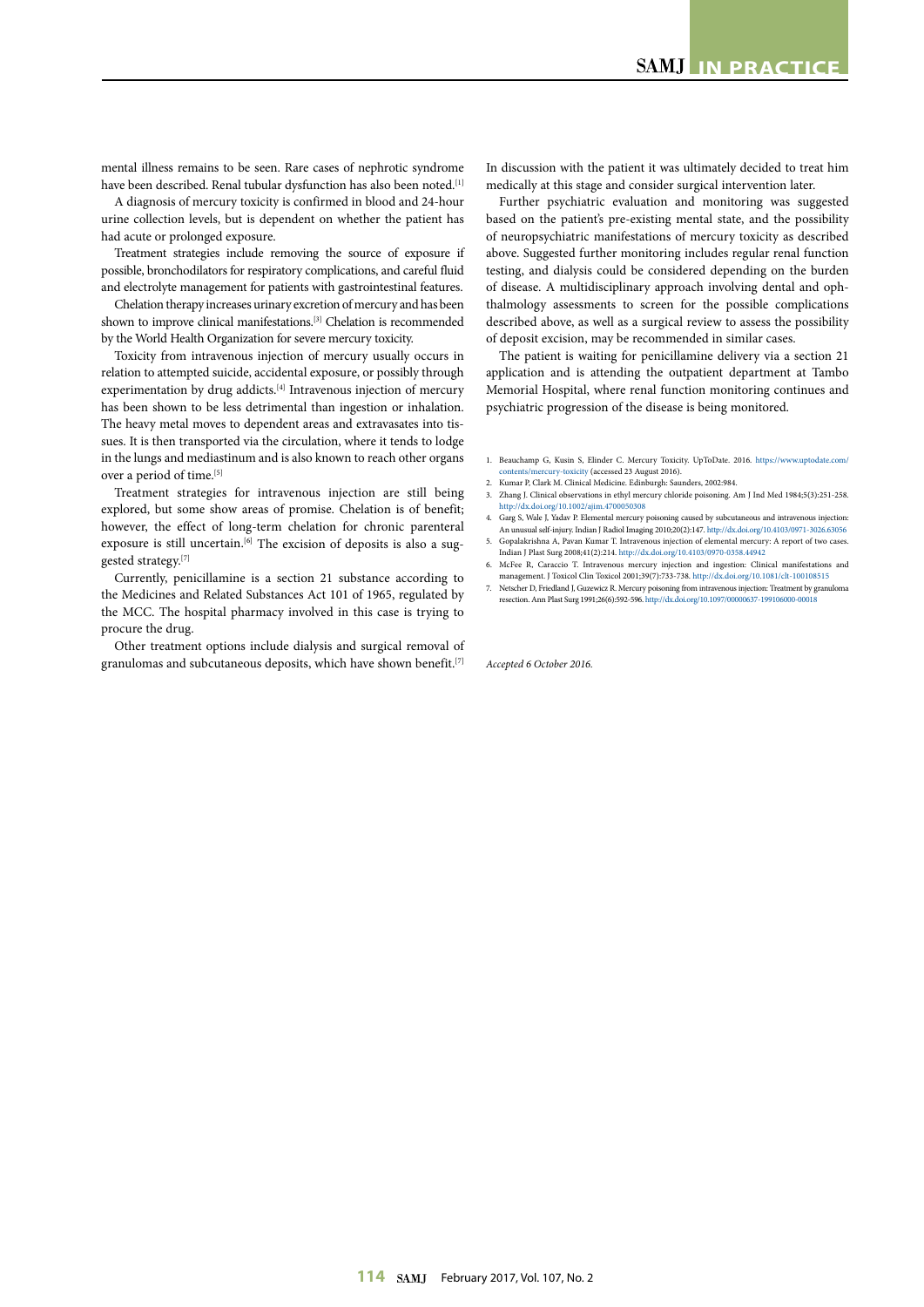mental illness remains to be seen. Rare cases of nephrotic syndrome have been described. Renal tubular dysfunction has also been noted.[1]

A diagnosis of mercury toxicity is confirmed in blood and 24-hour urine collection levels, but is dependent on whether the patient has had acute or prolonged exposure.

Treatment strategies include removing the source of exposure if possible, bronchodilators for respiratory complications, and careful fluid and electrolyte management for patients with gastrointestinal features.

Chelation therapy increases urinary excretion of mercury and has been shown to improve clinical manifestations.[3] Chelation is recommended by the World Health Organization for severe mercury toxicity.

Toxicity from intravenous injection of mercury usually occurs in relation to attempted suicide, accidental exposure, or possibly through experimentation by drug addicts.[4] Intravenous injection of mercury has been shown to be less detrimental than ingestion or inhalation. The heavy metal moves to dependent areas and extravasates into tissues. It is then transported via the circulation, where it tends to lodge in the lungs and mediastinum and is also known to reach other organs over a period of time.[5]

Treatment strategies for intravenous injection are still being explored, but some show areas of promise. Chelation is of benefit; however, the effect of long-term chelation for chronic parenteral exposure is still uncertain.[6] The excision of deposits is also a suggested strategy.[7]

Currently, penicillamine is a section 21 substance according to the Medicines and Related Substances Act 101 of 1965, regulated by the MCC. The hospital pharmacy involved in this case is trying to procure the drug.

Other treatment options include dialysis and surgical removal of granulomas and subcutaneous deposits, which have shown benefit.[7]

In discussion with the patient it was ultimately decided to treat him medically at this stage and consider surgical intervention later.

Further psychiatric evaluation and monitoring was suggested based on the patient's pre-existing mental state, and the possibility of neuropsychiatric manifestations of mercury toxicity as described above. Suggested further monitoring includes regular renal function testing, and dialysis could be considered depending on the burden of disease. A multidisciplinary approach involving dental and ophthalmology assessments to screen for the possible complications described above, as well as a surgical review to assess the possibility of deposit excision, may be recommended in similar cases.

The patient is waiting for penicillamine delivery via a section 21 application and is attending the outpatient department at Tambo Memorial Hospital, where renal function monitoring continues and psychiatric progression of the disease is being monitored.

1. Beauchamp G, Kusin S, Elinder C. Mercury Toxicity. UpToDate. 2016. https://www.uptodate.com/contents/mercury-toxicity (accessed 23 August 2016).
2. Kumar P, Clark M. Clinical Medicine. Edinburgh: Saunders, 2002:984.
3. Zhang J. Clinical observations in ethyl mercury chloride poisoning. Am J Ind Med 1984;5(3):251-258. http://dx.doi.org/10.1002/ajim.4700050308
4. Garg S, Wale J, Yadav P. Elemental mercury poisoning caused by subcutaneous and intravenous injection: An unusual self-injury. Indian J Radiol Imaging 2010;20(2):147. http://dx.doi.org/10.4103/0971-3026.63056
5. Gopalakrishna A, Pavan Kumar T. Intravenous injection of elemental mercury: A report of two cases. Indian J Plast Surg 2008;41(2):214. http://dx.doi.org/10.4103/0970-0358.44942
6. McFee R, Caraccio T. Intravenous mercury injection and ingestion: Clinical manifestations and management. J Toxicol Clin Toxicol 2001;39(7):733-738. http://dx.doi.org/10.1081/clt-100108515
7. Netscher D, Friedland J, Guzewicz R. Mercury poisoning from intravenous injection: Treatment by granuloma resection. Ann Plast Surg 1991;26(6):592-596. http://dx.doi.org/10.1097/00000637-199106000-00018

*Accepted 6 October 2016.*